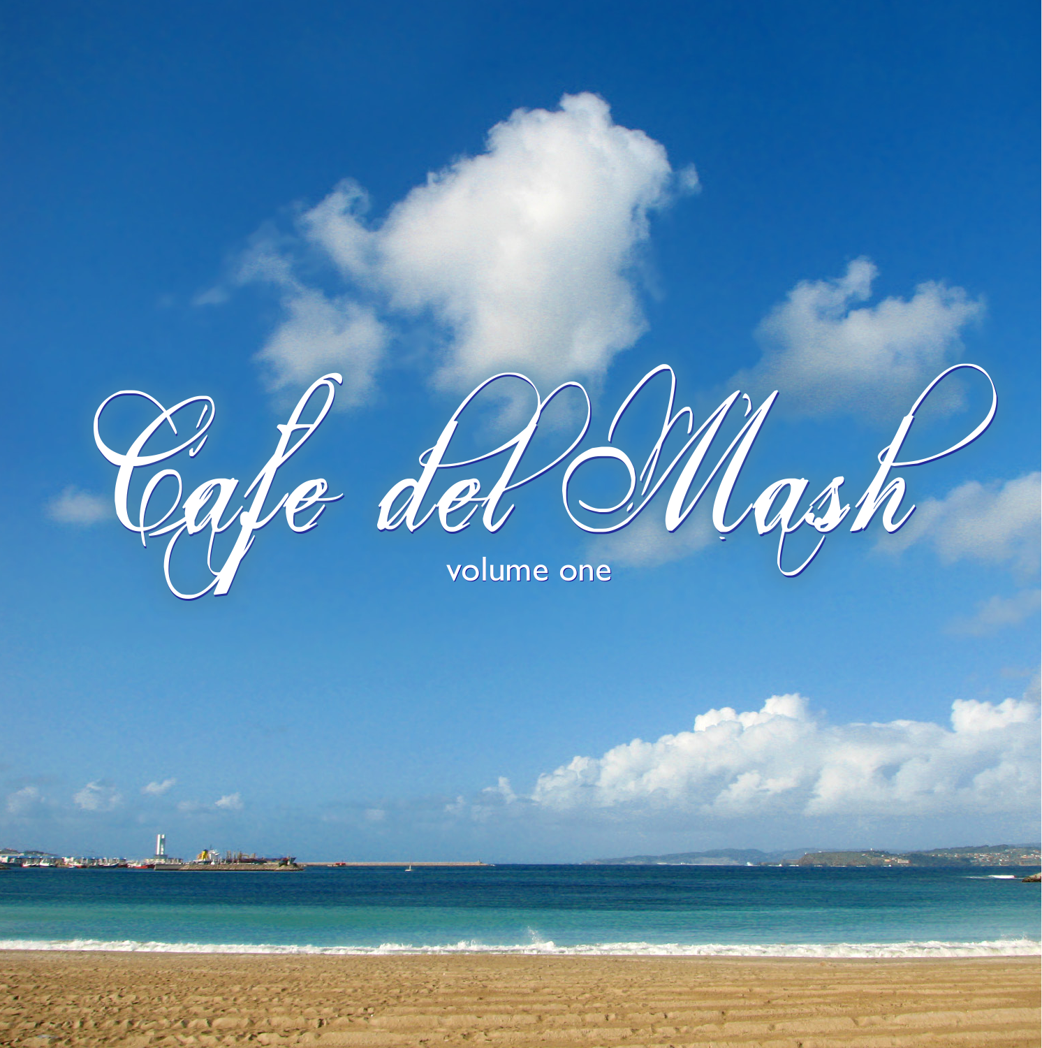# Cafe del Mash

volume one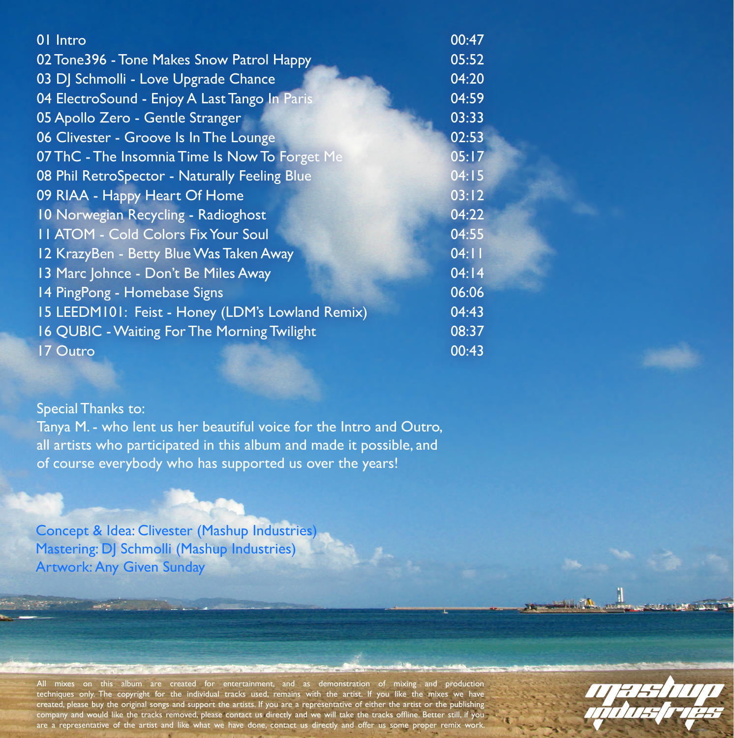| | |
|---|---|
| 01 Intro | 00:47 |
| 02 Tone396 - Tone Makes Snow Patrol Happy | 05:52 |
| 03 DJ Schmolli - Love Upgrade Chance | 04:20 |
| 04 ElectroSound - Enjoy A Last Tango In Paris | 04:59 |
| 05 Apollo Zero - Gentle Stranger | 03:33 |
| 06 Clivester - Groove Is In The Lounge | 02:53 |
| 07 ThC - The Insomnia Time Is Now To Forget Me | 05:17 |
| 08 Phil RetroSpector - Naturally Feeling Blue | 04:15 |
| 09 RIAA - Happy Heart Of Home | 03:12 |
| 10 Norwegian Recycling - Radioghost | 04:22 |
| 11 ATOM - Cold Colors Fix Your Soul | 04:55 |
| 12 KrazyBen - Betty Blue Was Taken Away | 04:11 |
| 13 Marc Johnce - Don't Be Miles Away | 04:14 |
| 14 PingPong - Homebase Signs | 06:06 |
| 15 LEEDM101: Feist - Honey (LDM's Lowland Remix) | 04:43 |
| 16 QUBIC - Waiting For The Morning Twilight | 08:37 |
| 17 Outro | 00:43 |

Special Thanks to:
Tanya M. - who lent us her beautiful voice for the Intro and Outro, all artists who participated in this album and made it possible, and of course everybody who has supported us over the years!

Concept & Idea: Clivester (Mashup Industries)
Mastering: DJ Schmolli (Mashup Industries)
Artwork: Any Given Sunday

All mixes on this album are created for entertainment, and as demonstration of mixing and production techniques only. The copyright for the individual tracks used, remains with the artist. If you like the mixes we have created, please buy the original songs and support the artists. If you are a representative of either the artist or the publishing company and would like the tracks removed, please contact us directly and we will take the tracks offline. Better still, if you are a representative of the artist and like what we have done, contact us directly and offer us some proper remix work.

mashup industries